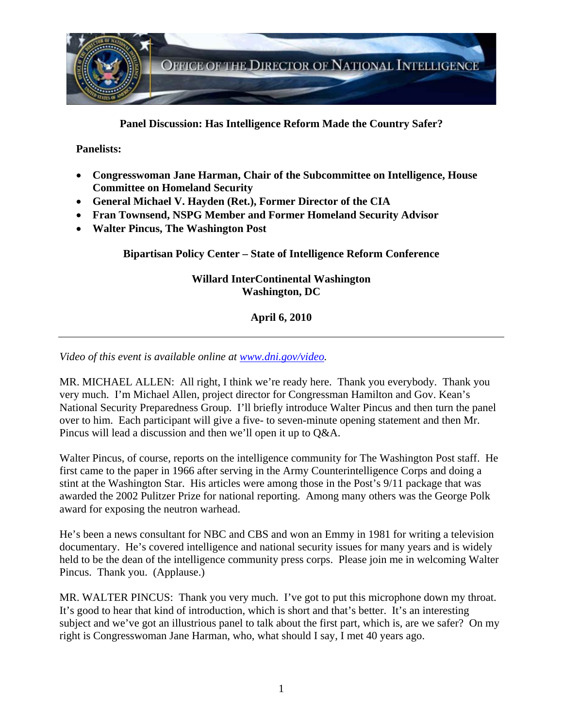OFFICE OF THE DIRECTOR OF NATIONAL INTELLIGENCE

**Panel Discussion: Has Intelligence Reform Made the Country Safer?**

**Panelists:**

- **Congresswoman Jane Harman, Chair of the Subcommittee on Intelligence, House Committee on Homeland Security**
- **General Michael V. Hayden (Ret.), Former Director of the CIA**
- **Fran Townsend, NSPG Member and Former Homeland Security Advisor**
- **Walter Pincus, The Washington Post**

**Bipartisan Policy Center – State of Intelligence Reform Conference**

**Willard InterContinental Washington**
**Washington, DC**

**April 6, 2010**

---

*Video of this event is available online at [www.dni.gov/video](www.dni.gov/video).*

MR. MICHAEL ALLEN: All right, I think we're ready here. Thank you everybody. Thank you very much. I'm Michael Allen, project director for Congressman Hamilton and Gov. Kean's National Security Preparedness Group. I'll briefly introduce Walter Pincus and then turn the panel over to him. Each participant will give a five- to seven-minute opening statement and then Mr. Pincus will lead a discussion and then we'll open it up to Q&A.

Walter Pincus, of course, reports on the intelligence community for The Washington Post staff. He first came to the paper in 1966 after serving in the Army Counterintelligence Corps and doing a stint at the Washington Star. His articles were among those in the Post's 9/11 package that was awarded the 2002 Pulitzer Prize for national reporting. Among many others was the George Polk award for exposing the neutron warhead.

He's been a news consultant for NBC and CBS and won an Emmy in 1981 for writing a television documentary. He's covered intelligence and national security issues for many years and is widely held to be the dean of the intelligence community press corps. Please join me in welcoming Walter Pincus. Thank you. (Applause.)

MR. WALTER PINCUS: Thank you very much. I've got to put this microphone down my throat. It's good to hear that kind of introduction, which is short and that's better. It's an interesting subject and we've got an illustrious panel to talk about the first part, which is, are we safer? On my right is Congresswoman Jane Harman, who, what should I say, I met 40 years ago.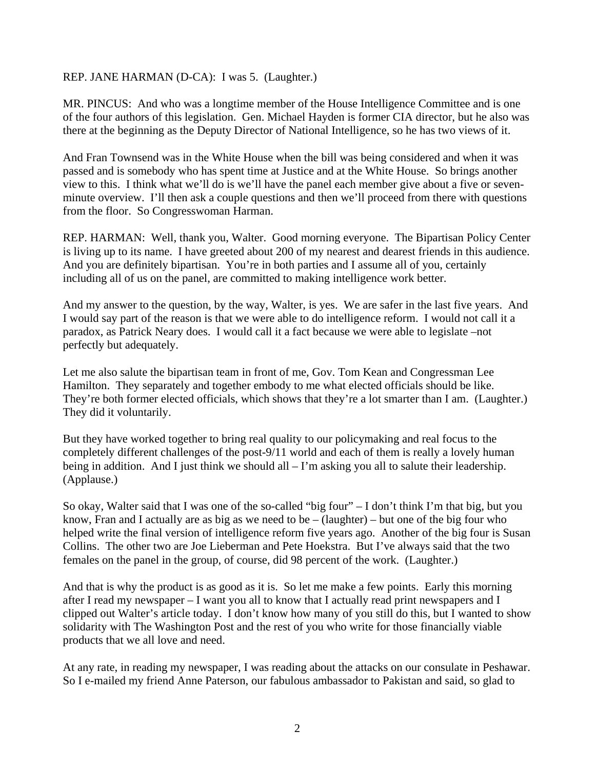REP. JANE HARMAN (D-CA): I was 5. (Laughter.)

MR. PINCUS: And who was a longtime member of the House Intelligence Committee and is one of the four authors of this legislation. Gen. Michael Hayden is former CIA director, but he also was there at the beginning as the Deputy Director of National Intelligence, so he has two views of it.

And Fran Townsend was in the White House when the bill was being considered and when it was passed and is somebody who has spent time at Justice and at the White House. So brings another view to this. I think what we'll do is we'll have the panel each member give about a five or seven-minute overview. I'll then ask a couple questions and then we'll proceed from there with questions from the floor. So Congresswoman Harman.

REP. HARMAN: Well, thank you, Walter. Good morning everyone. The Bipartisan Policy Center is living up to its name. I have greeted about 200 of my nearest and dearest friends in this audience. And you are definitely bipartisan. You're in both parties and I assume all of you, certainly including all of us on the panel, are committed to making intelligence work better.

And my answer to the question, by the way, Walter, is yes. We are safer in the last five years. And I would say part of the reason is that we were able to do intelligence reform. I would not call it a paradox, as Patrick Neary does. I would call it a fact because we were able to legislate –not perfectly but adequately.

Let me also salute the bipartisan team in front of me, Gov. Tom Kean and Congressman Lee Hamilton. They separately and together embody to me what elected officials should be like. They're both former elected officials, which shows that they're a lot smarter than I am. (Laughter.) They did it voluntarily.

But they have worked together to bring real quality to our policymaking and real focus to the completely different challenges of the post-9/11 world and each of them is really a lovely human being in addition. And I just think we should all – I'm asking you all to salute their leadership. (Applause.)

So okay, Walter said that I was one of the so-called "big four" – I don't think I'm that big, but you know, Fran and I actually are as big as we need to be – (laughter) – but one of the big four who helped write the final version of intelligence reform five years ago. Another of the big four is Susan Collins. The other two are Joe Lieberman and Pete Hoekstra. But I've always said that the two females on the panel in the group, of course, did 98 percent of the work. (Laughter.)

And that is why the product is as good as it is. So let me make a few points. Early this morning after I read my newspaper – I want you all to know that I actually read print newspapers and I clipped out Walter's article today. I don't know how many of you still do this, but I wanted to show solidarity with The Washington Post and the rest of you who write for those financially viable products that we all love and need.

At any rate, in reading my newspaper, I was reading about the attacks on our consulate in Peshawar. So I e-mailed my friend Anne Paterson, our fabulous ambassador to Pakistan and said, so glad to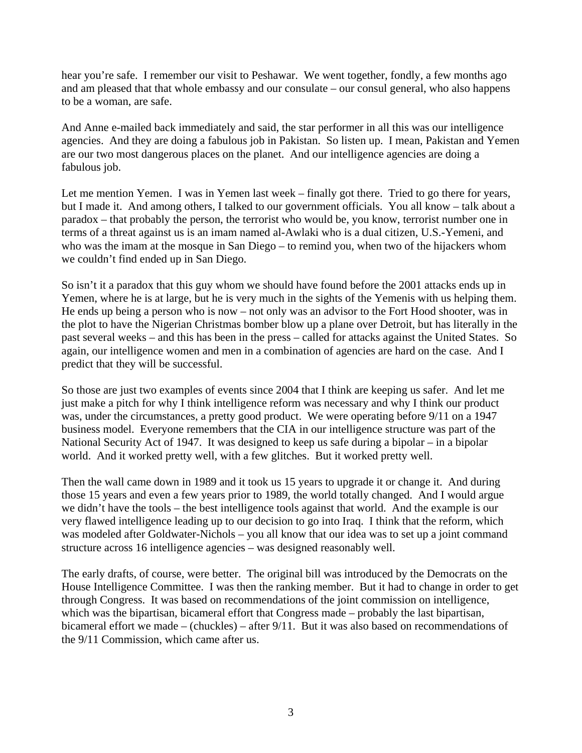hear you're safe. I remember our visit to Peshawar. We went together, fondly, a few months ago and am pleased that that whole embassy and our consulate – our consul general, who also happens to be a woman, are safe.

And Anne e-mailed back immediately and said, the star performer in all this was our intelligence agencies. And they are doing a fabulous job in Pakistan. So listen up. I mean, Pakistan and Yemen are our two most dangerous places on the planet. And our intelligence agencies are doing a fabulous job.

Let me mention Yemen. I was in Yemen last week – finally got there. Tried to go there for years, but I made it. And among others, I talked to our government officials. You all know – talk about a paradox – that probably the person, the terrorist who would be, you know, terrorist number one in terms of a threat against us is an imam named al-Awlaki who is a dual citizen, U.S.-Yemeni, and who was the imam at the mosque in San Diego – to remind you, when two of the hijackers whom we couldn't find ended up in San Diego.

So isn't it a paradox that this guy whom we should have found before the 2001 attacks ends up in Yemen, where he is at large, but he is very much in the sights of the Yemenis with us helping them. He ends up being a person who is now – not only was an advisor to the Fort Hood shooter, was in the plot to have the Nigerian Christmas bomber blow up a plane over Detroit, but has literally in the past several weeks – and this has been in the press – called for attacks against the United States. So again, our intelligence women and men in a combination of agencies are hard on the case. And I predict that they will be successful.

So those are just two examples of events since 2004 that I think are keeping us safer. And let me just make a pitch for why I think intelligence reform was necessary and why I think our product was, under the circumstances, a pretty good product. We were operating before 9/11 on a 1947 business model. Everyone remembers that the CIA in our intelligence structure was part of the National Security Act of 1947. It was designed to keep us safe during a bipolar – in a bipolar world. And it worked pretty well, with a few glitches. But it worked pretty well.

Then the wall came down in 1989 and it took us 15 years to upgrade it or change it. And during those 15 years and even a few years prior to 1989, the world totally changed. And I would argue we didn't have the tools – the best intelligence tools against that world. And the example is our very flawed intelligence leading up to our decision to go into Iraq. I think that the reform, which was modeled after Goldwater-Nichols – you all know that our idea was to set up a joint command structure across 16 intelligence agencies – was designed reasonably well.

The early drafts, of course, were better. The original bill was introduced by the Democrats on the House Intelligence Committee. I was then the ranking member. But it had to change in order to get through Congress. It was based on recommendations of the joint commission on intelligence, which was the bipartisan, bicameral effort that Congress made – probably the last bipartisan, bicameral effort we made – (chuckles) – after 9/11. But it was also based on recommendations of the 9/11 Commission, which came after us.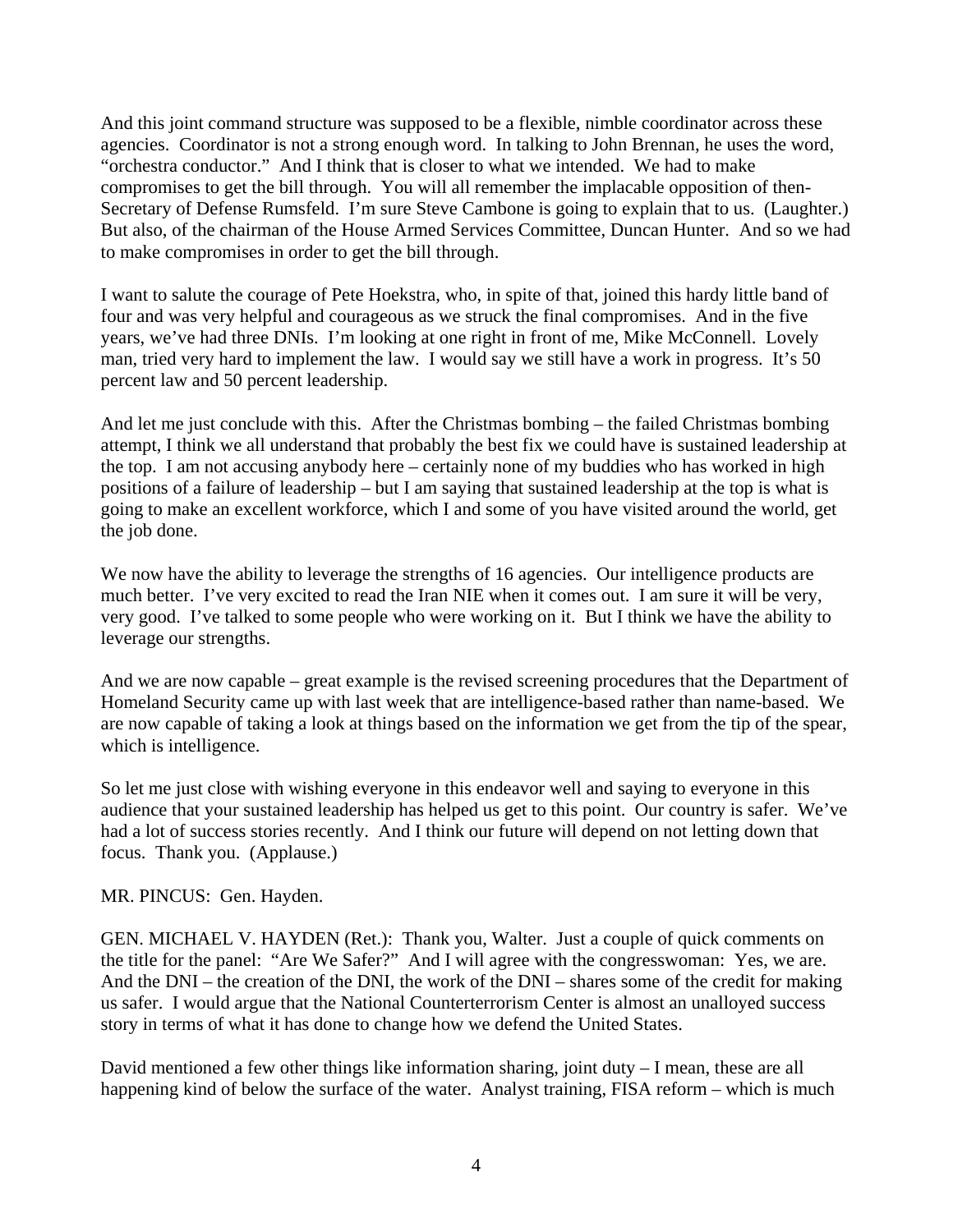And this joint command structure was supposed to be a flexible, nimble coordinator across these agencies. Coordinator is not a strong enough word. In talking to John Brennan, he uses the word, "orchestra conductor." And I think that is closer to what we intended. We had to make compromises to get the bill through. You will all remember the implacable opposition of then-Secretary of Defense Rumsfeld. I'm sure Steve Cambone is going to explain that to us. (Laughter.) But also, of the chairman of the House Armed Services Committee, Duncan Hunter. And so we had to make compromises in order to get the bill through.

I want to salute the courage of Pete Hoekstra, who, in spite of that, joined this hardy little band of four and was very helpful and courageous as we struck the final compromises. And in the five years, we've had three DNIs. I'm looking at one right in front of me, Mike McConnell. Lovely man, tried very hard to implement the law. I would say we still have a work in progress. It's 50 percent law and 50 percent leadership.

And let me just conclude with this. After the Christmas bombing – the failed Christmas bombing attempt, I think we all understand that probably the best fix we could have is sustained leadership at the top. I am not accusing anybody here – certainly none of my buddies who has worked in high positions of a failure of leadership – but I am saying that sustained leadership at the top is what is going to make an excellent workforce, which I and some of you have visited around the world, get the job done.

We now have the ability to leverage the strengths of 16 agencies. Our intelligence products are much better. I've very excited to read the Iran NIE when it comes out. I am sure it will be very, very good. I've talked to some people who were working on it. But I think we have the ability to leverage our strengths.

And we are now capable – great example is the revised screening procedures that the Department of Homeland Security came up with last week that are intelligence-based rather than name-based. We are now capable of taking a look at things based on the information we get from the tip of the spear, which is intelligence.

So let me just close with wishing everyone in this endeavor well and saying to everyone in this audience that your sustained leadership has helped us get to this point. Our country is safer. We've had a lot of success stories recently. And I think our future will depend on not letting down that focus. Thank you. (Applause.)

MR. PINCUS: Gen. Hayden.

GEN. MICHAEL V. HAYDEN (Ret.): Thank you, Walter. Just a couple of quick comments on the title for the panel: "Are We Safer?" And I will agree with the congresswoman: Yes, we are. And the DNI – the creation of the DNI, the work of the DNI – shares some of the credit for making us safer. I would argue that the National Counterterrorism Center is almost an unalloyed success story in terms of what it has done to change how we defend the United States.

David mentioned a few other things like information sharing, joint duty – I mean, these are all happening kind of below the surface of the water. Analyst training, FISA reform – which is much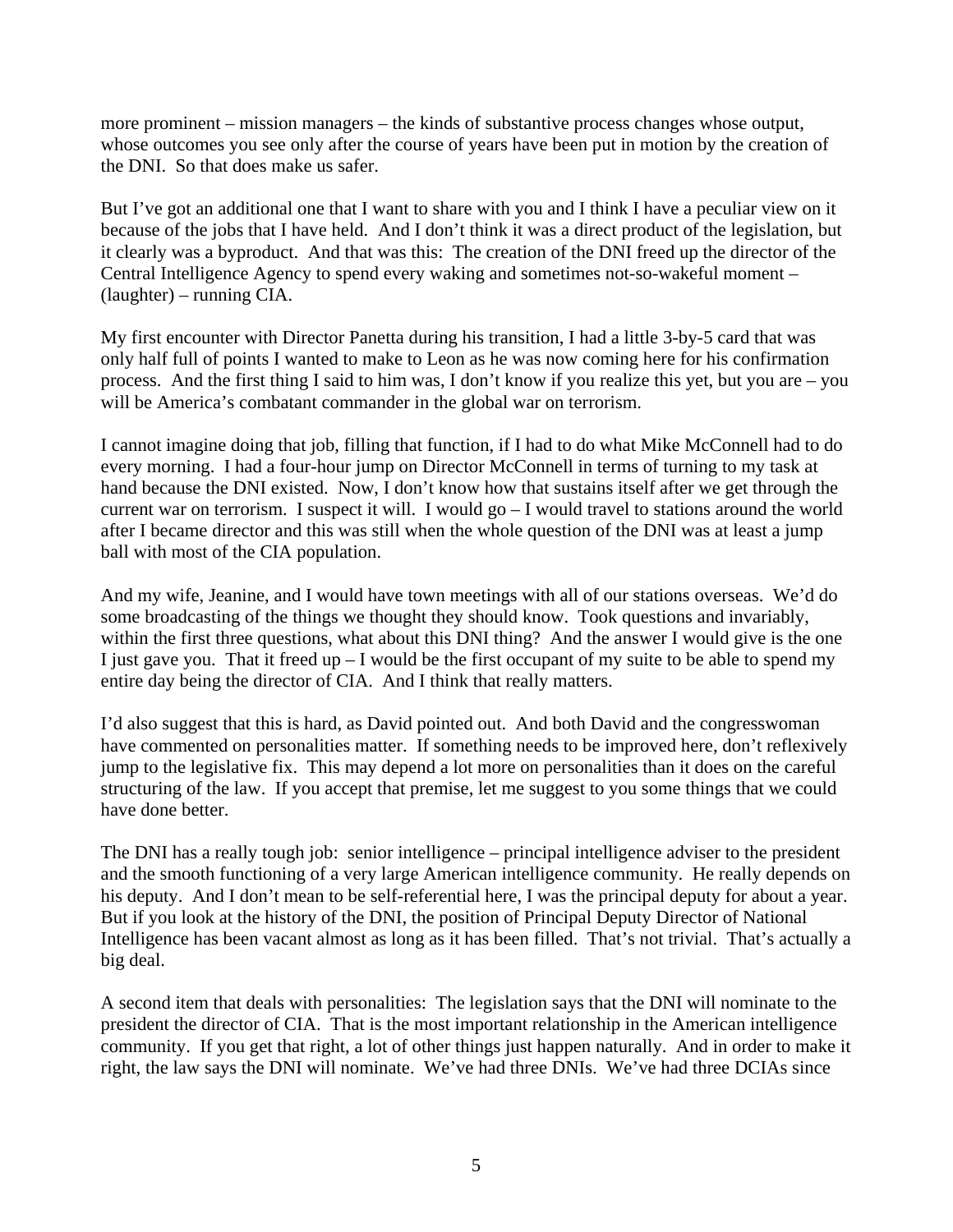more prominent – mission managers – the kinds of substantive process changes whose output, whose outcomes you see only after the course of years have been put in motion by the creation of the DNI. So that does make us safer.

But I've got an additional one that I want to share with you and I think I have a peculiar view on it because of the jobs that I have held. And I don't think it was a direct product of the legislation, but it clearly was a byproduct. And that was this: The creation of the DNI freed up the director of the Central Intelligence Agency to spend every waking and sometimes not-so-wakeful moment – (laughter) – running CIA.

My first encounter with Director Panetta during his transition, I had a little 3-by-5 card that was only half full of points I wanted to make to Leon as he was now coming here for his confirmation process. And the first thing I said to him was, I don't know if you realize this yet, but you are – you will be America's combatant commander in the global war on terrorism.

I cannot imagine doing that job, filling that function, if I had to do what Mike McConnell had to do every morning. I had a four-hour jump on Director McConnell in terms of turning to my task at hand because the DNI existed. Now, I don't know how that sustains itself after we get through the current war on terrorism. I suspect it will. I would go – I would travel to stations around the world after I became director and this was still when the whole question of the DNI was at least a jump ball with most of the CIA population.

And my wife, Jeanine, and I would have town meetings with all of our stations overseas. We'd do some broadcasting of the things we thought they should know. Took questions and invariably, within the first three questions, what about this DNI thing? And the answer I would give is the one I just gave you. That it freed up – I would be the first occupant of my suite to be able to spend my entire day being the director of CIA. And I think that really matters.

I'd also suggest that this is hard, as David pointed out. And both David and the congresswoman have commented on personalities matter. If something needs to be improved here, don't reflexively jump to the legislative fix. This may depend a lot more on personalities than it does on the careful structuring of the law. If you accept that premise, let me suggest to you some things that we could have done better.

The DNI has a really tough job: senior intelligence – principal intelligence adviser to the president and the smooth functioning of a very large American intelligence community. He really depends on his deputy. And I don't mean to be self-referential here, I was the principal deputy for about a year. But if you look at the history of the DNI, the position of Principal Deputy Director of National Intelligence has been vacant almost as long as it has been filled. That's not trivial. That's actually a big deal.

A second item that deals with personalities: The legislation says that the DNI will nominate to the president the director of CIA. That is the most important relationship in the American intelligence community. If you get that right, a lot of other things just happen naturally. And in order to make it right, the law says the DNI will nominate. We've had three DNIs. We've had three DCIAs since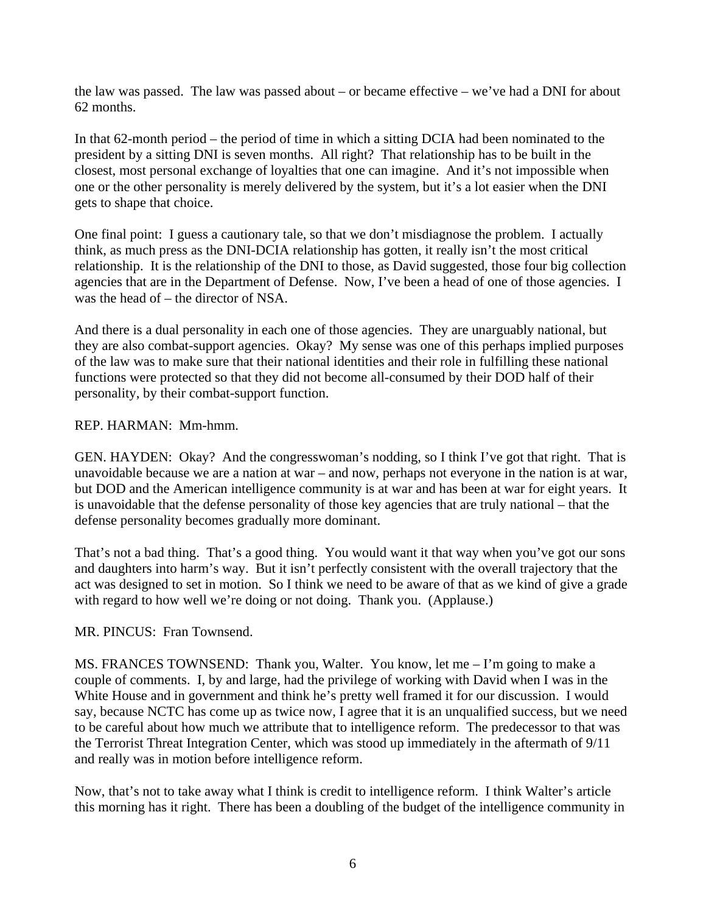the law was passed. The law was passed about – or became effective – we've had a DNI for about 62 months.

In that 62-month period – the period of time in which a sitting DCIA had been nominated to the president by a sitting DNI is seven months. All right? That relationship has to be built in the closest, most personal exchange of loyalties that one can imagine. And it's not impossible when one or the other personality is merely delivered by the system, but it's a lot easier when the DNI gets to shape that choice.

One final point: I guess a cautionary tale, so that we don't misdiagnose the problem. I actually think, as much press as the DNI-DCIA relationship has gotten, it really isn't the most critical relationship. It is the relationship of the DNI to those, as David suggested, those four big collection agencies that are in the Department of Defense. Now, I've been a head of one of those agencies. I was the head of – the director of NSA.

And there is a dual personality in each one of those agencies. They are unarguably national, but they are also combat-support agencies. Okay? My sense was one of this perhaps implied purposes of the law was to make sure that their national identities and their role in fulfilling these national functions were protected so that they did not become all-consumed by their DOD half of their personality, by their combat-support function.

REP. HARMAN: Mm-hmm.

GEN. HAYDEN: Okay? And the congresswoman's nodding, so I think I've got that right. That is unavoidable because we are a nation at war – and now, perhaps not everyone in the nation is at war, but DOD and the American intelligence community is at war and has been at war for eight years. It is unavoidable that the defense personality of those key agencies that are truly national – that the defense personality becomes gradually more dominant.

That's not a bad thing. That's a good thing. You would want it that way when you've got our sons and daughters into harm's way. But it isn't perfectly consistent with the overall trajectory that the act was designed to set in motion. So I think we need to be aware of that as we kind of give a grade with regard to how well we're doing or not doing. Thank you. (Applause.)

MR. PINCUS: Fran Townsend.

MS. FRANCES TOWNSEND: Thank you, Walter. You know, let me – I'm going to make a couple of comments. I, by and large, had the privilege of working with David when I was in the White House and in government and think he's pretty well framed it for our discussion. I would say, because NCTC has come up as twice now, I agree that it is an unqualified success, but we need to be careful about how much we attribute that to intelligence reform. The predecessor to that was the Terrorist Threat Integration Center, which was stood up immediately in the aftermath of 9/11 and really was in motion before intelligence reform.

Now, that's not to take away what I think is credit to intelligence reform. I think Walter's article this morning has it right. There has been a doubling of the budget of the intelligence community in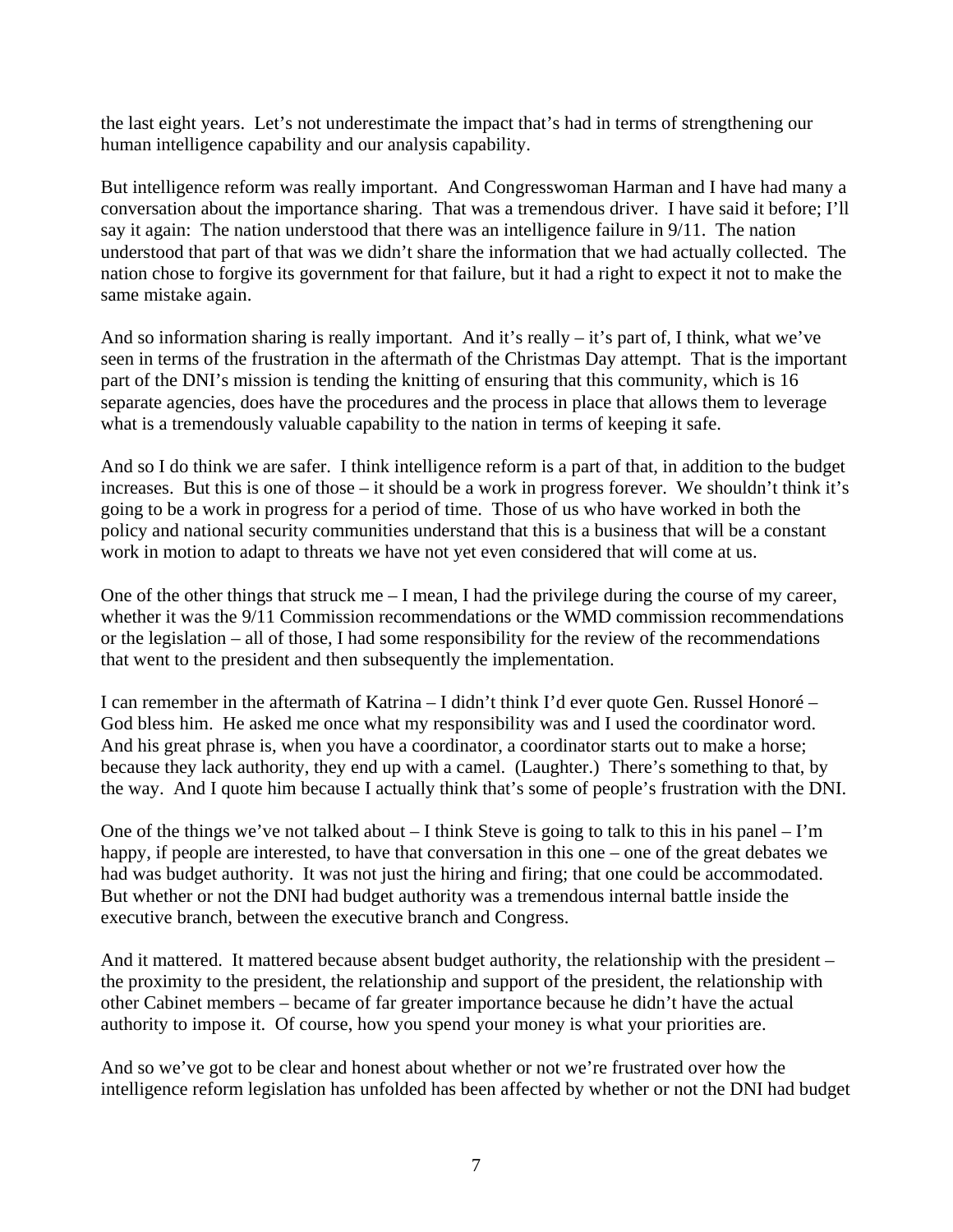the last eight years. Let's not underestimate the impact that's had in terms of strengthening our human intelligence capability and our analysis capability.

But intelligence reform was really important. And Congresswoman Harman and I have had many a conversation about the importance sharing. That was a tremendous driver. I have said it before; I'll say it again: The nation understood that there was an intelligence failure in 9/11. The nation understood that part of that was we didn't share the information that we had actually collected. The nation chose to forgive its government for that failure, but it had a right to expect it not to make the same mistake again.

And so information sharing is really important. And it's really – it's part of, I think, what we've seen in terms of the frustration in the aftermath of the Christmas Day attempt. That is the important part of the DNI's mission is tending the knitting of ensuring that this community, which is 16 separate agencies, does have the procedures and the process in place that allows them to leverage what is a tremendously valuable capability to the nation in terms of keeping it safe.

And so I do think we are safer. I think intelligence reform is a part of that, in addition to the budget increases. But this is one of those – it should be a work in progress forever. We shouldn't think it's going to be a work in progress for a period of time. Those of us who have worked in both the policy and national security communities understand that this is a business that will be a constant work in motion to adapt to threats we have not yet even considered that will come at us.

One of the other things that struck me – I mean, I had the privilege during the course of my career, whether it was the 9/11 Commission recommendations or the WMD commission recommendations or the legislation – all of those, I had some responsibility for the review of the recommendations that went to the president and then subsequently the implementation.

I can remember in the aftermath of Katrina – I didn't think I'd ever quote Gen. Russel Honoré – God bless him. He asked me once what my responsibility was and I used the coordinator word. And his great phrase is, when you have a coordinator, a coordinator starts out to make a horse; because they lack authority, they end up with a camel. (Laughter.) There's something to that, by the way. And I quote him because I actually think that's some of people's frustration with the DNI.

One of the things we've not talked about – I think Steve is going to talk to this in his panel – I'm happy, if people are interested, to have that conversation in this one – one of the great debates we had was budget authority. It was not just the hiring and firing; that one could be accommodated. But whether or not the DNI had budget authority was a tremendous internal battle inside the executive branch, between the executive branch and Congress.

And it mattered. It mattered because absent budget authority, the relationship with the president – the proximity to the president, the relationship and support of the president, the relationship with other Cabinet members – became of far greater importance because he didn't have the actual authority to impose it. Of course, how you spend your money is what your priorities are.

And so we've got to be clear and honest about whether or not we're frustrated over how the intelligence reform legislation has unfolded has been affected by whether or not the DNI had budget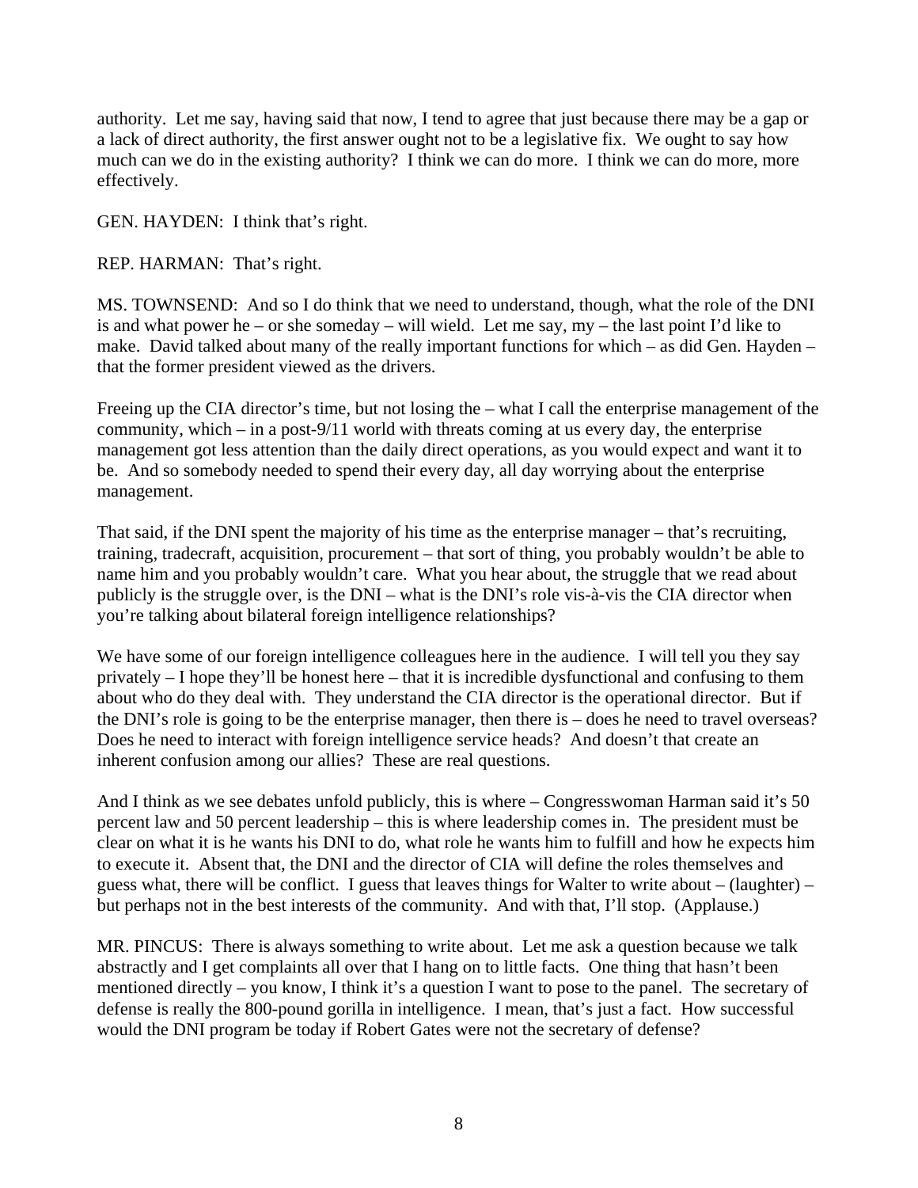authority. Let me say, having said that now, I tend to agree that just because there may be a gap or a lack of direct authority, the first answer ought not to be a legislative fix. We ought to say how much can we do in the existing authority? I think we can do more. I think we can do more, more effectively.

GEN. HAYDEN: I think that's right.

REP. HARMAN: That's right.

MS. TOWNSEND: And so I do think that we need to understand, though, what the role of the DNI is and what power he – or she someday – will wield. Let me say, my – the last point I'd like to make. David talked about many of the really important functions for which – as did Gen. Hayden – that the former president viewed as the drivers.

Freeing up the CIA director's time, but not losing the – what I call the enterprise management of the community, which – in a post-9/11 world with threats coming at us every day, the enterprise management got less attention than the daily direct operations, as you would expect and want it to be. And so somebody needed to spend their every day, all day worrying about the enterprise management.

That said, if the DNI spent the majority of his time as the enterprise manager – that's recruiting, training, tradecraft, acquisition, procurement – that sort of thing, you probably wouldn't be able to name him and you probably wouldn't care. What you hear about, the struggle that we read about publicly is the struggle over, is the DNI – what is the DNI's role vis-à-vis the CIA director when you're talking about bilateral foreign intelligence relationships?

We have some of our foreign intelligence colleagues here in the audience. I will tell you they say privately – I hope they'll be honest here – that it is incredible dysfunctional and confusing to them about who do they deal with. They understand the CIA director is the operational director. But if the DNI's role is going to be the enterprise manager, then there is – does he need to travel overseas? Does he need to interact with foreign intelligence service heads? And doesn't that create an inherent confusion among our allies? These are real questions.

And I think as we see debates unfold publicly, this is where – Congresswoman Harman said it's 50 percent law and 50 percent leadership – this is where leadership comes in. The president must be clear on what it is he wants his DNI to do, what role he wants him to fulfill and how he expects him to execute it. Absent that, the DNI and the director of CIA will define the roles themselves and guess what, there will be conflict. I guess that leaves things for Walter to write about – (laughter) – but perhaps not in the best interests of the community. And with that, I'll stop. (Applause.)

MR. PINCUS: There is always something to write about. Let me ask a question because we talk abstractly and I get complaints all over that I hang on to little facts. One thing that hasn't been mentioned directly – you know, I think it's a question I want to pose to the panel. The secretary of defense is really the 800-pound gorilla in intelligence. I mean, that's just a fact. How successful would the DNI program be today if Robert Gates were not the secretary of defense?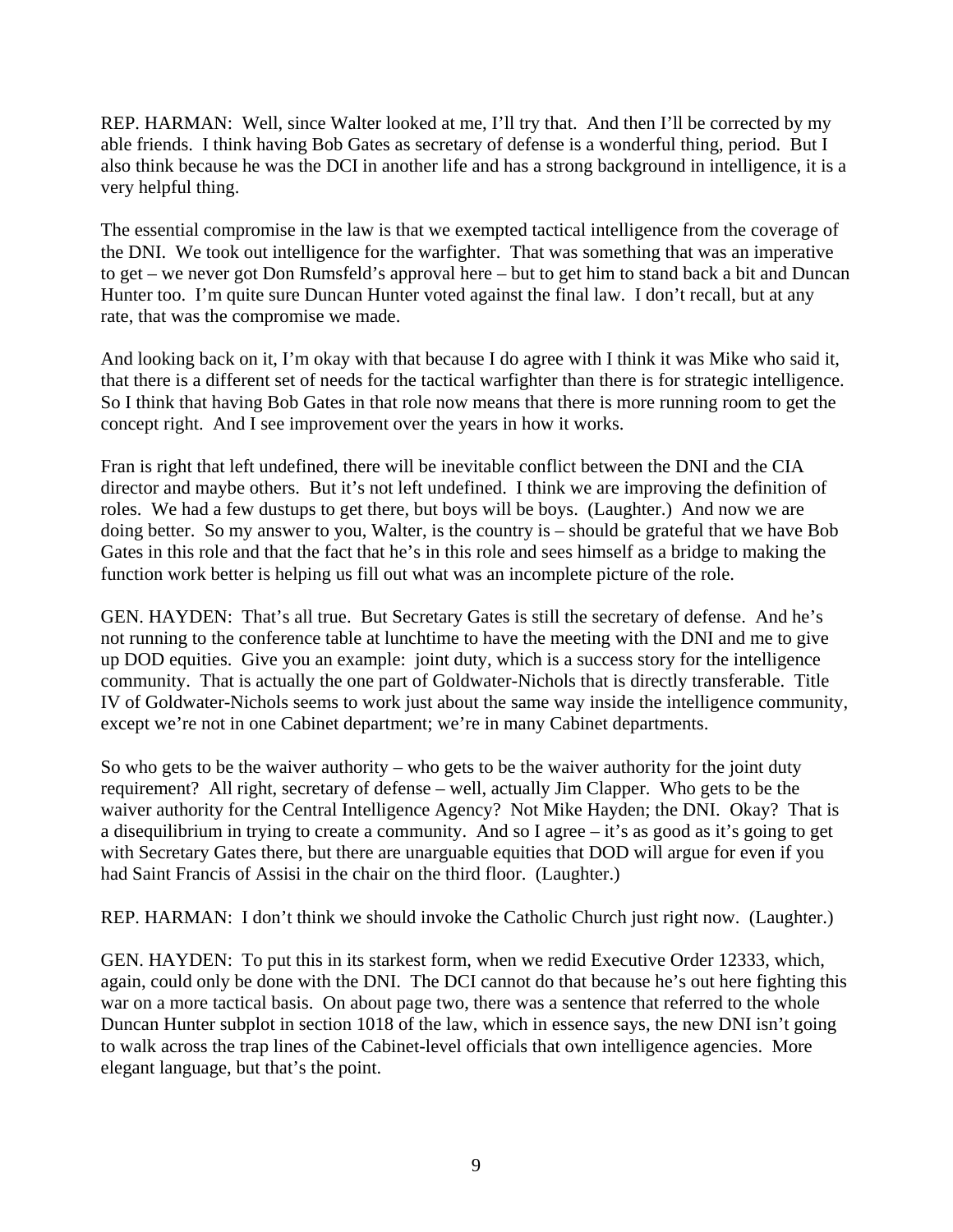REP. HARMAN: Well, since Walter looked at me, I'll try that. And then I'll be corrected by my able friends. I think having Bob Gates as secretary of defense is a wonderful thing, period. But I also think because he was the DCI in another life and has a strong background in intelligence, it is a very helpful thing.

The essential compromise in the law is that we exempted tactical intelligence from the coverage of the DNI. We took out intelligence for the warfighter. That was something that was an imperative to get – we never got Don Rumsfeld's approval here – but to get him to stand back a bit and Duncan Hunter too. I'm quite sure Duncan Hunter voted against the final law. I don't recall, but at any rate, that was the compromise we made.

And looking back on it, I'm okay with that because I do agree with I think it was Mike who said it, that there is a different set of needs for the tactical warfighter than there is for strategic intelligence. So I think that having Bob Gates in that role now means that there is more running room to get the concept right. And I see improvement over the years in how it works.

Fran is right that left undefined, there will be inevitable conflict between the DNI and the CIA director and maybe others. But it's not left undefined. I think we are improving the definition of roles. We had a few dustups to get there, but boys will be boys. (Laughter.) And now we are doing better. So my answer to you, Walter, is the country is – should be grateful that we have Bob Gates in this role and that the fact that he's in this role and sees himself as a bridge to making the function work better is helping us fill out what was an incomplete picture of the role.

GEN. HAYDEN: That's all true. But Secretary Gates is still the secretary of defense. And he's not running to the conference table at lunchtime to have the meeting with the DNI and me to give up DOD equities. Give you an example: joint duty, which is a success story for the intelligence community. That is actually the one part of Goldwater-Nichols that is directly transferable. Title IV of Goldwater-Nichols seems to work just about the same way inside the intelligence community, except we're not in one Cabinet department; we're in many Cabinet departments.

So who gets to be the waiver authority – who gets to be the waiver authority for the joint duty requirement? All right, secretary of defense – well, actually Jim Clapper. Who gets to be the waiver authority for the Central Intelligence Agency? Not Mike Hayden; the DNI. Okay? That is a disequilibrium in trying to create a community. And so I agree – it's as good as it's going to get with Secretary Gates there, but there are unarguable equities that DOD will argue for even if you had Saint Francis of Assisi in the chair on the third floor. (Laughter.)

REP. HARMAN: I don't think we should invoke the Catholic Church just right now. (Laughter.)

GEN. HAYDEN: To put this in its starkest form, when we redid Executive Order 12333, which, again, could only be done with the DNI. The DCI cannot do that because he's out here fighting this war on a more tactical basis. On about page two, there was a sentence that referred to the whole Duncan Hunter subplot in section 1018 of the law, which in essence says, the new DNI isn't going to walk across the trap lines of the Cabinet-level officials that own intelligence agencies. More elegant language, but that's the point.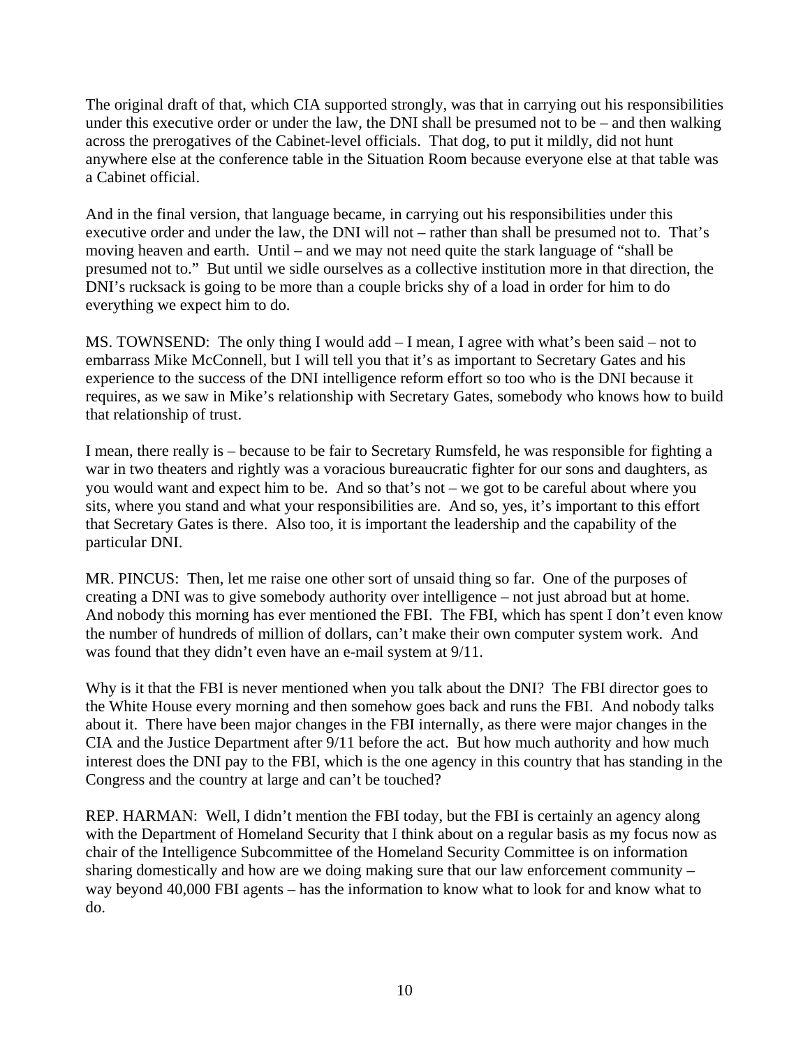The original draft of that, which CIA supported strongly, was that in carrying out his responsibilities under this executive order or under the law, the DNI shall be presumed not to be – and then walking across the prerogatives of the Cabinet-level officials. That dog, to put it mildly, did not hunt anywhere else at the conference table in the Situation Room because everyone else at that table was a Cabinet official.

And in the final version, that language became, in carrying out his responsibilities under this executive order and under the law, the DNI will not – rather than shall be presumed not to. That's moving heaven and earth. Until – and we may not need quite the stark language of "shall be presumed not to." But until we sidle ourselves as a collective institution more in that direction, the DNI's rucksack is going to be more than a couple bricks shy of a load in order for him to do everything we expect him to do.

MS. TOWNSEND: The only thing I would add – I mean, I agree with what's been said – not to embarrass Mike McConnell, but I will tell you that it's as important to Secretary Gates and his experience to the success of the DNI intelligence reform effort so too who is the DNI because it requires, as we saw in Mike's relationship with Secretary Gates, somebody who knows how to build that relationship of trust.

I mean, there really is – because to be fair to Secretary Rumsfeld, he was responsible for fighting a war in two theaters and rightly was a voracious bureaucratic fighter for our sons and daughters, as you would want and expect him to be. And so that's not – we got to be careful about where you sits, where you stand and what your responsibilities are. And so, yes, it's important to this effort that Secretary Gates is there. Also too, it is important the leadership and the capability of the particular DNI.

MR. PINCUS: Then, let me raise one other sort of unsaid thing so far. One of the purposes of creating a DNI was to give somebody authority over intelligence – not just abroad but at home. And nobody this morning has ever mentioned the FBI. The FBI, which has spent I don't even know the number of hundreds of million of dollars, can't make their own computer system work. And was found that they didn't even have an e-mail system at 9/11.

Why is it that the FBI is never mentioned when you talk about the DNI? The FBI director goes to the White House every morning and then somehow goes back and runs the FBI. And nobody talks about it. There have been major changes in the FBI internally, as there were major changes in the CIA and the Justice Department after 9/11 before the act. But how much authority and how much interest does the DNI pay to the FBI, which is the one agency in this country that has standing in the Congress and the country at large and can't be touched?

REP. HARMAN: Well, I didn't mention the FBI today, but the FBI is certainly an agency along with the Department of Homeland Security that I think about on a regular basis as my focus now as chair of the Intelligence Subcommittee of the Homeland Security Committee is on information sharing domestically and how are we doing making sure that our law enforcement community – way beyond 40,000 FBI agents – has the information to know what to look for and know what to do.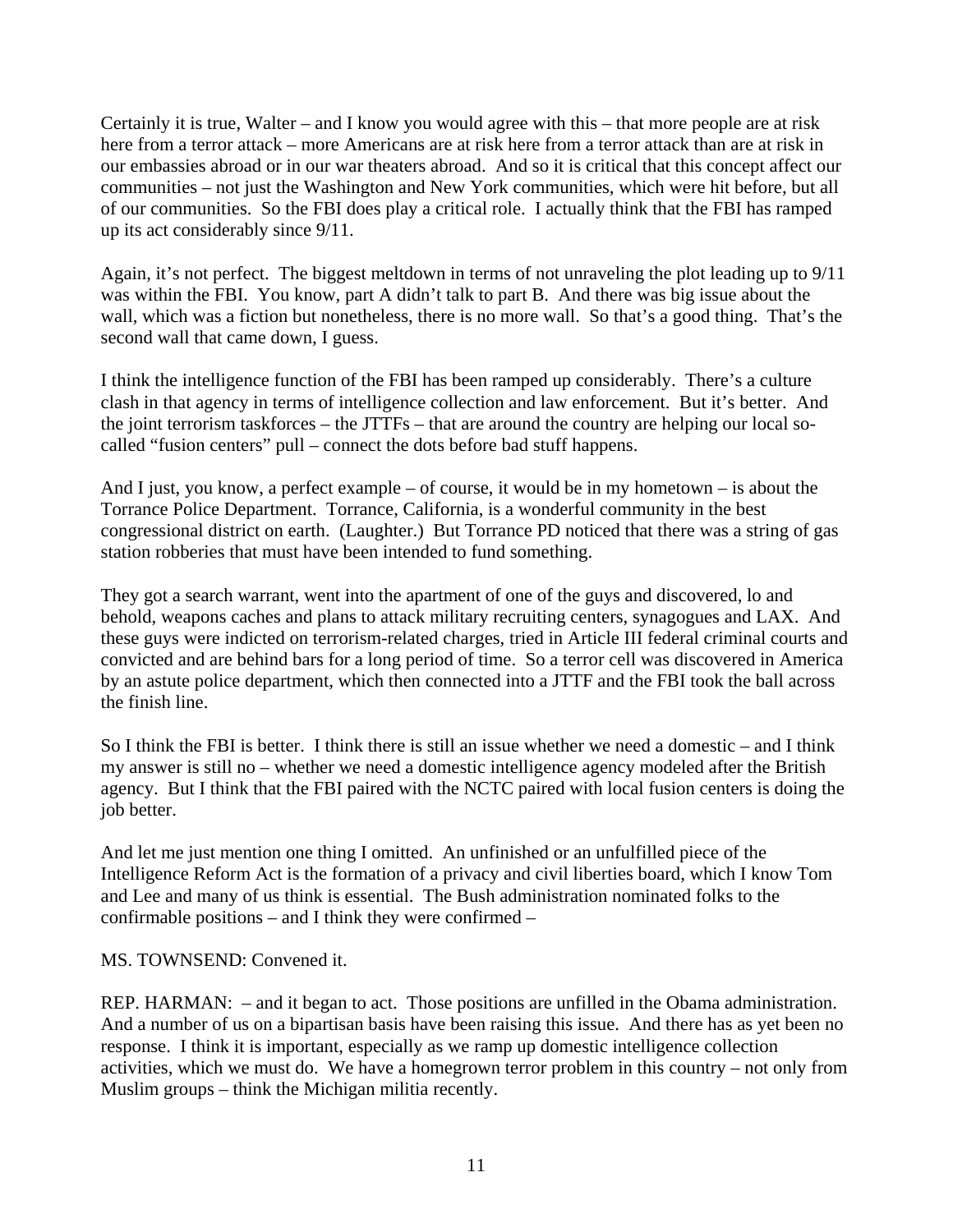Certainly it is true, Walter – and I know you would agree with this – that more people are at risk here from a terror attack – more Americans are at risk here from a terror attack than are at risk in our embassies abroad or in our war theaters abroad. And so it is critical that this concept affect our communities – not just the Washington and New York communities, which were hit before, but all of our communities. So the FBI does play a critical role. I actually think that the FBI has ramped up its act considerably since 9/11.

Again, it's not perfect. The biggest meltdown in terms of not unraveling the plot leading up to 9/11 was within the FBI. You know, part A didn't talk to part B. And there was big issue about the wall, which was a fiction but nonetheless, there is no more wall. So that's a good thing. That's the second wall that came down, I guess.

I think the intelligence function of the FBI has been ramped up considerably. There's a culture clash in that agency in terms of intelligence collection and law enforcement. But it's better. And the joint terrorism taskforces – the JTTFs – that are around the country are helping our local so-called "fusion centers" pull – connect the dots before bad stuff happens.

And I just, you know, a perfect example – of course, it would be in my hometown – is about the Torrance Police Department. Torrance, California, is a wonderful community in the best congressional district on earth. (Laughter.) But Torrance PD noticed that there was a string of gas station robberies that must have been intended to fund something.

They got a search warrant, went into the apartment of one of the guys and discovered, lo and behold, weapons caches and plans to attack military recruiting centers, synagogues and LAX. And these guys were indicted on terrorism-related charges, tried in Article III federal criminal courts and convicted and are behind bars for a long period of time. So a terror cell was discovered in America by an astute police department, which then connected into a JTTF and the FBI took the ball across the finish line.

So I think the FBI is better. I think there is still an issue whether we need a domestic – and I think my answer is still no – whether we need a domestic intelligence agency modeled after the British agency. But I think that the FBI paired with the NCTC paired with local fusion centers is doing the job better.

And let me just mention one thing I omitted. An unfinished or an unfulfilled piece of the Intelligence Reform Act is the formation of a privacy and civil liberties board, which I know Tom and Lee and many of us think is essential. The Bush administration nominated folks to the confirmable positions – and I think they were confirmed –

MS. TOWNSEND: Convened it.

REP. HARMAN: – and it began to act. Those positions are unfilled in the Obama administration. And a number of us on a bipartisan basis have been raising this issue. And there has as yet been no response. I think it is important, especially as we ramp up domestic intelligence collection activities, which we must do. We have a homegrown terror problem in this country – not only from Muslim groups – think the Michigan militia recently.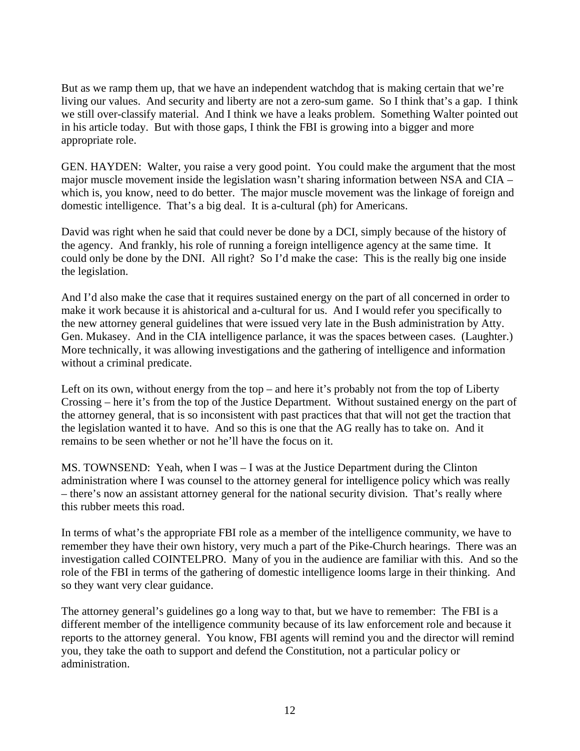But as we ramp them up, that we have an independent watchdog that is making certain that we're living our values. And security and liberty are not a zero-sum game. So I think that's a gap. I think we still over-classify material. And I think we have a leaks problem. Something Walter pointed out in his article today. But with those gaps, I think the FBI is growing into a bigger and more appropriate role.

GEN. HAYDEN: Walter, you raise a very good point. You could make the argument that the most major muscle movement inside the legislation wasn't sharing information between NSA and CIA – which is, you know, need to do better. The major muscle movement was the linkage of foreign and domestic intelligence. That's a big deal. It is a-cultural (ph) for Americans.

David was right when he said that could never be done by a DCI, simply because of the history of the agency. And frankly, his role of running a foreign intelligence agency at the same time. It could only be done by the DNI. All right? So I'd make the case: This is the really big one inside the legislation.

And I'd also make the case that it requires sustained energy on the part of all concerned in order to make it work because it is ahistorical and a-cultural for us. And I would refer you specifically to the new attorney general guidelines that were issued very late in the Bush administration by Atty. Gen. Mukasey. And in the CIA intelligence parlance, it was the spaces between cases. (Laughter.) More technically, it was allowing investigations and the gathering of intelligence and information without a criminal predicate.

Left on its own, without energy from the top – and here it's probably not from the top of Liberty Crossing – here it's from the top of the Justice Department. Without sustained energy on the part of the attorney general, that is so inconsistent with past practices that that will not get the traction that the legislation wanted it to have. And so this is one that the AG really has to take on. And it remains to be seen whether or not he'll have the focus on it.

MS. TOWNSEND: Yeah, when I was – I was at the Justice Department during the Clinton administration where I was counsel to the attorney general for intelligence policy which was really – there's now an assistant attorney general for the national security division. That's really where this rubber meets this road.

In terms of what's the appropriate FBI role as a member of the intelligence community, we have to remember they have their own history, very much a part of the Pike-Church hearings. There was an investigation called COINTELPRO. Many of you in the audience are familiar with this. And so the role of the FBI in terms of the gathering of domestic intelligence looms large in their thinking. And so they want very clear guidance.

The attorney general's guidelines go a long way to that, but we have to remember: The FBI is a different member of the intelligence community because of its law enforcement role and because it reports to the attorney general. You know, FBI agents will remind you and the director will remind you, they take the oath to support and defend the Constitution, not a particular policy or administration.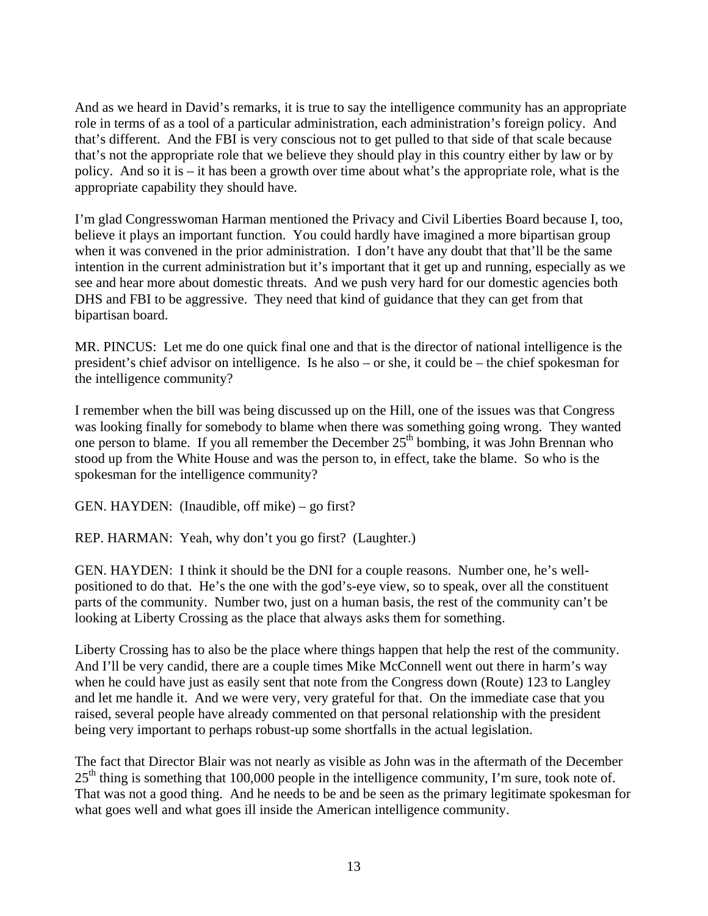And as we heard in David's remarks, it is true to say the intelligence community has an appropriate role in terms of as a tool of a particular administration, each administration's foreign policy. And that's different. And the FBI is very conscious not to get pulled to that side of that scale because that's not the appropriate role that we believe they should play in this country either by law or by policy. And so it is – it has been a growth over time about what's the appropriate role, what is the appropriate capability they should have.

I'm glad Congresswoman Harman mentioned the Privacy and Civil Liberties Board because I, too, believe it plays an important function. You could hardly have imagined a more bipartisan group when it was convened in the prior administration. I don't have any doubt that that'll be the same intention in the current administration but it's important that it get up and running, especially as we see and hear more about domestic threats. And we push very hard for our domestic agencies both DHS and FBI to be aggressive. They need that kind of guidance that they can get from that bipartisan board.

MR. PINCUS: Let me do one quick final one and that is the director of national intelligence is the president's chief advisor on intelligence. Is he also – or she, it could be – the chief spokesman for the intelligence community?

I remember when the bill was being discussed up on the Hill, one of the issues was that Congress was looking finally for somebody to blame when there was something going wrong. They wanted one person to blame. If you all remember the December 25th bombing, it was John Brennan who stood up from the White House and was the person to, in effect, take the blame. So who is the spokesman for the intelligence community?

GEN. HAYDEN: (Inaudible, off mike) – go first?

REP. HARMAN: Yeah, why don't you go first? (Laughter.)

GEN. HAYDEN: I think it should be the DNI for a couple reasons. Number one, he's well-positioned to do that. He's the one with the god's-eye view, so to speak, over all the constituent parts of the community. Number two, just on a human basis, the rest of the community can't be looking at Liberty Crossing as the place that always asks them for something.

Liberty Crossing has to also be the place where things happen that help the rest of the community. And I'll be very candid, there are a couple times Mike McConnell went out there in harm's way when he could have just as easily sent that note from the Congress down (Route) 123 to Langley and let me handle it. And we were very, very grateful for that. On the immediate case that you raised, several people have already commented on that personal relationship with the president being very important to perhaps robust-up some shortfalls in the actual legislation.

The fact that Director Blair was not nearly as visible as John was in the aftermath of the December 25th thing is something that 100,000 people in the intelligence community, I'm sure, took note of. That was not a good thing. And he needs to be and be seen as the primary legitimate spokesman for what goes well and what goes ill inside the American intelligence community.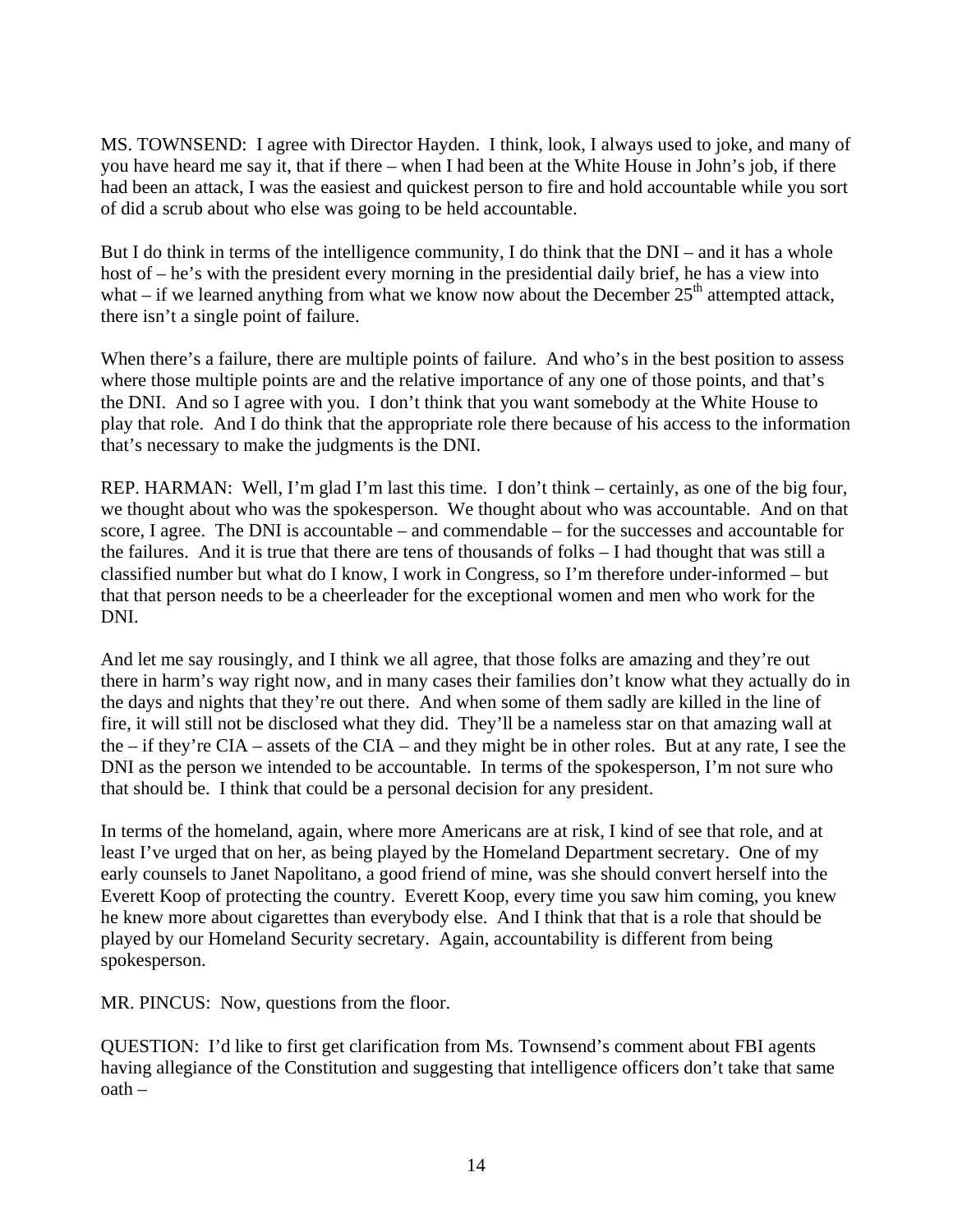MS. TOWNSEND: I agree with Director Hayden. I think, look, I always used to joke, and many of you have heard me say it, that if there – when I had been at the White House in John's job, if there had been an attack, I was the easiest and quickest person to fire and hold accountable while you sort of did a scrub about who else was going to be held accountable.

But I do think in terms of the intelligence community, I do think that the DNI – and it has a whole host of – he's with the president every morning in the presidential daily brief, he has a view into what – if we learned anything from what we know now about the December 25th attempted attack, there isn't a single point of failure.

When there's a failure, there are multiple points of failure. And who's in the best position to assess where those multiple points are and the relative importance of any one of those points, and that's the DNI. And so I agree with you. I don't think that you want somebody at the White House to play that role. And I do think that the appropriate role there because of his access to the information that's necessary to make the judgments is the DNI.

REP. HARMAN: Well, I'm glad I'm last this time. I don't think – certainly, as one of the big four, we thought about who was the spokesperson. We thought about who was accountable. And on that score, I agree. The DNI is accountable – and commendable – for the successes and accountable for the failures. And it is true that there are tens of thousands of folks – I had thought that was still a classified number but what do I know, I work in Congress, so I'm therefore under-informed – but that that person needs to be a cheerleader for the exceptional women and men who work for the DNI.

And let me say rousingly, and I think we all agree, that those folks are amazing and they're out there in harm's way right now, and in many cases their families don't know what they actually do in the days and nights that they're out there. And when some of them sadly are killed in the line of fire, it will still not be disclosed what they did. They'll be a nameless star on that amazing wall at the – if they're CIA – assets of the CIA – and they might be in other roles. But at any rate, I see the DNI as the person we intended to be accountable. In terms of the spokesperson, I'm not sure who that should be. I think that could be a personal decision for any president.

In terms of the homeland, again, where more Americans are at risk, I kind of see that role, and at least I've urged that on her, as being played by the Homeland Department secretary. One of my early counsels to Janet Napolitano, a good friend of mine, was she should convert herself into the Everett Koop of protecting the country. Everett Koop, every time you saw him coming, you knew he knew more about cigarettes than everybody else. And I think that that is a role that should be played by our Homeland Security secretary. Again, accountability is different from being spokesperson.

MR. PINCUS: Now, questions from the floor.

QUESTION: I'd like to first get clarification from Ms. Townsend's comment about FBI agents having allegiance of the Constitution and suggesting that intelligence officers don't take that same oath –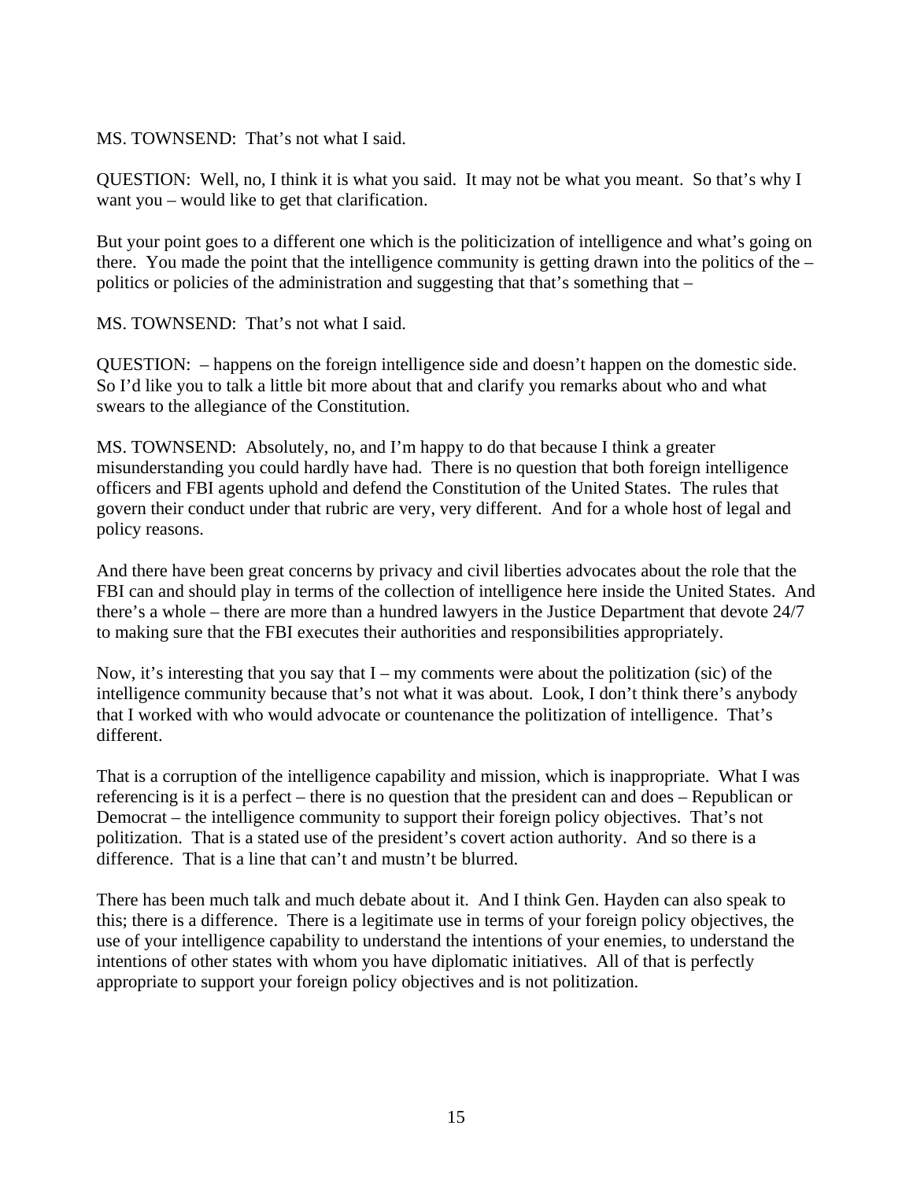MS. TOWNSEND: That's not what I said.

QUESTION: Well, no, I think it is what you said. It may not be what you meant. So that's why I want you – would like to get that clarification.

But your point goes to a different one which is the politicization of intelligence and what's going on there. You made the point that the intelligence community is getting drawn into the politics of the – politics or policies of the administration and suggesting that that's something that –

MS. TOWNSEND: That's not what I said.

QUESTION: – happens on the foreign intelligence side and doesn't happen on the domestic side. So I'd like you to talk a little bit more about that and clarify you remarks about who and what swears to the allegiance of the Constitution.

MS. TOWNSEND: Absolutely, no, and I'm happy to do that because I think a greater misunderstanding you could hardly have had. There is no question that both foreign intelligence officers and FBI agents uphold and defend the Constitution of the United States. The rules that govern their conduct under that rubric are very, very different. And for a whole host of legal and policy reasons.

And there have been great concerns by privacy and civil liberties advocates about the role that the FBI can and should play in terms of the collection of intelligence here inside the United States. And there's a whole – there are more than a hundred lawyers in the Justice Department that devote 24/7 to making sure that the FBI executes their authorities and responsibilities appropriately.

Now, it's interesting that you say that I – my comments were about the politization (sic) of the intelligence community because that's not what it was about. Look, I don't think there's anybody that I worked with who would advocate or countenance the politization of intelligence. That's different.

That is a corruption of the intelligence capability and mission, which is inappropriate. What I was referencing is it is a perfect – there is no question that the president can and does – Republican or Democrat – the intelligence community to support their foreign policy objectives. That's not politization. That is a stated use of the president's covert action authority. And so there is a difference. That is a line that can't and mustn't be blurred.

There has been much talk and much debate about it. And I think Gen. Hayden can also speak to this; there is a difference. There is a legitimate use in terms of your foreign policy objectives, the use of your intelligence capability to understand the intentions of your enemies, to understand the intentions of other states with whom you have diplomatic initiatives. All of that is perfectly appropriate to support your foreign policy objectives and is not politization.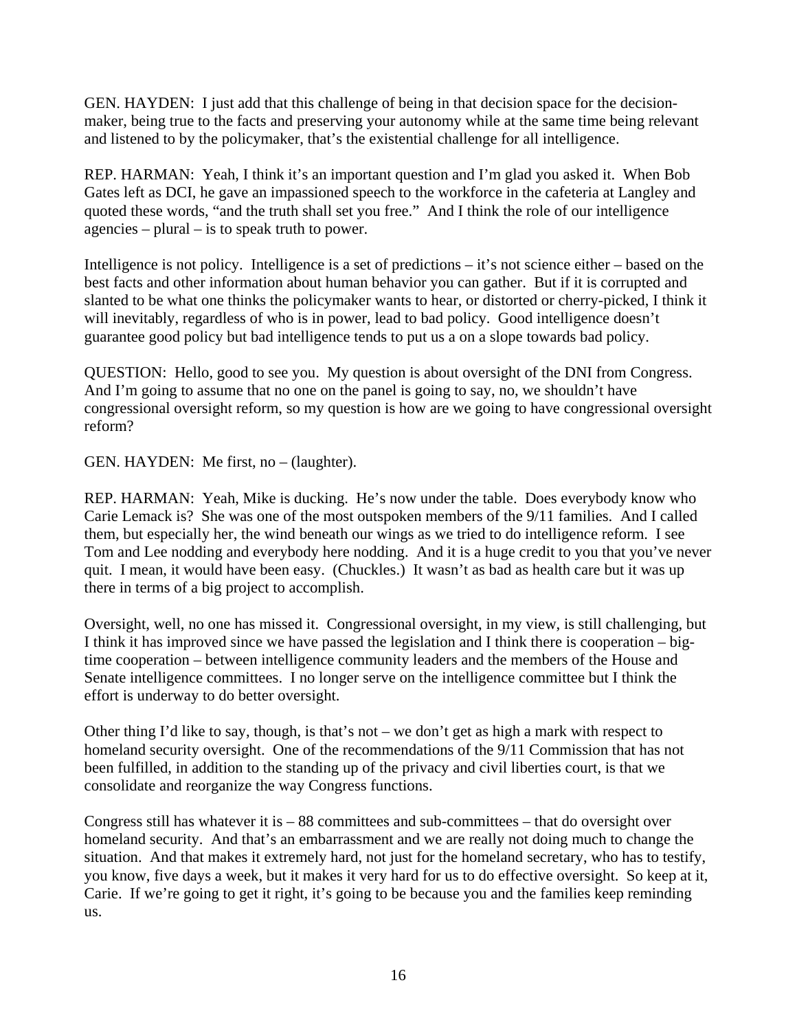GEN. HAYDEN: I just add that this challenge of being in that decision space for the decision-maker, being true to the facts and preserving your autonomy while at the same time being relevant and listened to by the policymaker, that's the existential challenge for all intelligence.

REP. HARMAN: Yeah, I think it's an important question and I'm glad you asked it. When Bob Gates left as DCI, he gave an impassioned speech to the workforce in the cafeteria at Langley and quoted these words, "and the truth shall set you free." And I think the role of our intelligence agencies – plural – is to speak truth to power.

Intelligence is not policy. Intelligence is a set of predictions – it's not science either – based on the best facts and other information about human behavior you can gather. But if it is corrupted and slanted to be what one thinks the policymaker wants to hear, or distorted or cherry-picked, I think it will inevitably, regardless of who is in power, lead to bad policy. Good intelligence doesn't guarantee good policy but bad intelligence tends to put us a on a slope towards bad policy.

QUESTION: Hello, good to see you. My question is about oversight of the DNI from Congress. And I'm going to assume that no one on the panel is going to say, no, we shouldn't have congressional oversight reform, so my question is how are we going to have congressional oversight reform?

GEN. HAYDEN: Me first, no – (laughter).

REP. HARMAN: Yeah, Mike is ducking. He's now under the table. Does everybody know who Carie Lemack is? She was one of the most outspoken members of the 9/11 families. And I called them, but especially her, the wind beneath our wings as we tried to do intelligence reform. I see Tom and Lee nodding and everybody here nodding. And it is a huge credit to you that you've never quit. I mean, it would have been easy. (Chuckles.) It wasn't as bad as health care but it was up there in terms of a big project to accomplish.

Oversight, well, no one has missed it. Congressional oversight, in my view, is still challenging, but I think it has improved since we have passed the legislation and I think there is cooperation – big-time cooperation – between intelligence community leaders and the members of the House and Senate intelligence committees. I no longer serve on the intelligence committee but I think the effort is underway to do better oversight.

Other thing I'd like to say, though, is that's not – we don't get as high a mark with respect to homeland security oversight. One of the recommendations of the 9/11 Commission that has not been fulfilled, in addition to the standing up of the privacy and civil liberties court, is that we consolidate and reorganize the way Congress functions.

Congress still has whatever it is – 88 committees and sub-committees – that do oversight over homeland security. And that's an embarrassment and we are really not doing much to change the situation. And that makes it extremely hard, not just for the homeland secretary, who has to testify, you know, five days a week, but it makes it very hard for us to do effective oversight. So keep at it, Carie. If we're going to get it right, it's going to be because you and the families keep reminding us.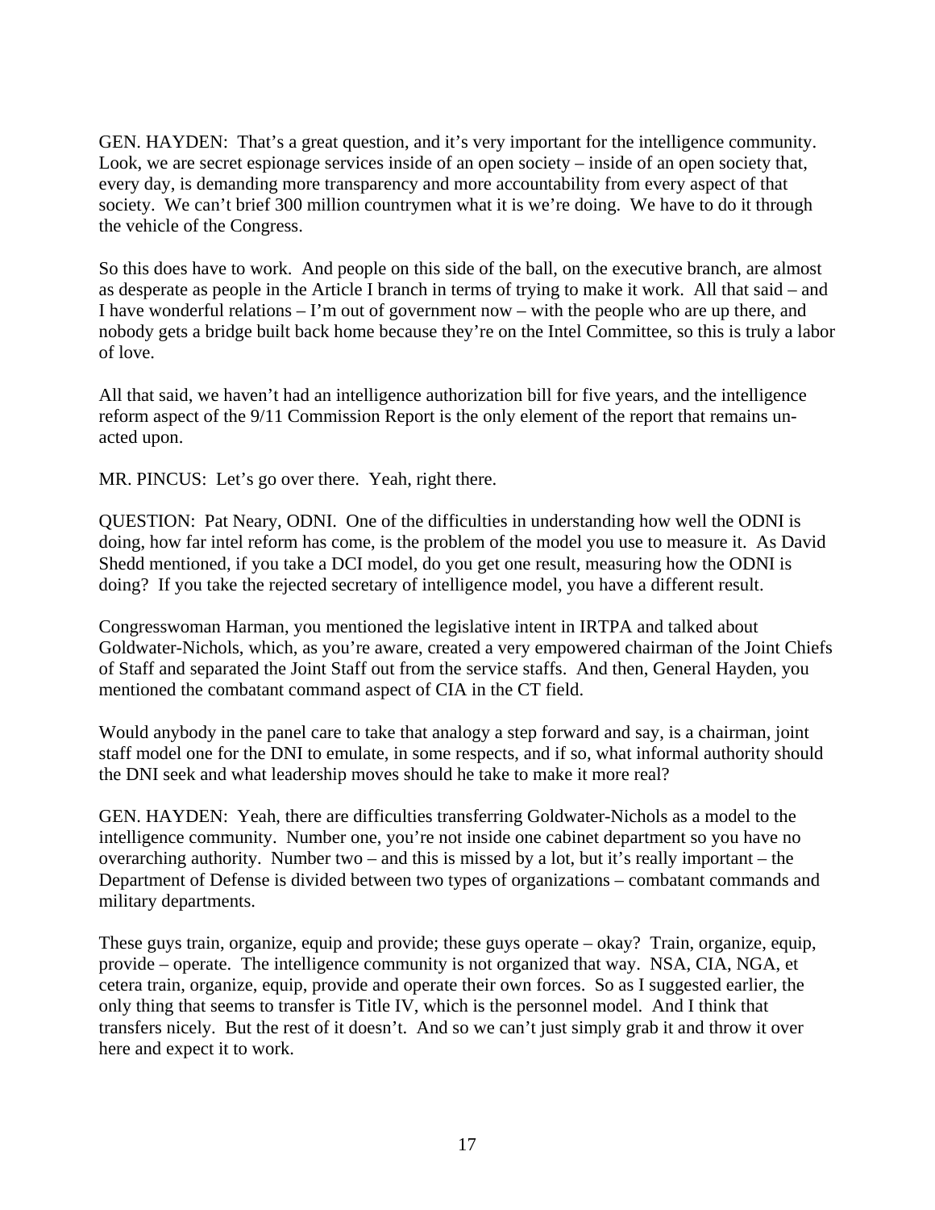GEN. HAYDEN: That's a great question, and it's very important for the intelligence community. Look, we are secret espionage services inside of an open society – inside of an open society that, every day, is demanding more transparency and more accountability from every aspect of that society. We can't brief 300 million countrymen what it is we're doing. We have to do it through the vehicle of the Congress.

So this does have to work. And people on this side of the ball, on the executive branch, are almost as desperate as people in the Article I branch in terms of trying to make it work. All that said – and I have wonderful relations – I'm out of government now – with the people who are up there, and nobody gets a bridge built back home because they're on the Intel Committee, so this is truly a labor of love.

All that said, we haven't had an intelligence authorization bill for five years, and the intelligence reform aspect of the 9/11 Commission Report is the only element of the report that remains un-acted upon.

MR. PINCUS: Let's go over there. Yeah, right there.

QUESTION: Pat Neary, ODNI. One of the difficulties in understanding how well the ODNI is doing, how far intel reform has come, is the problem of the model you use to measure it. As David Shedd mentioned, if you take a DCI model, do you get one result, measuring how the ODNI is doing? If you take the rejected secretary of intelligence model, you have a different result.

Congresswoman Harman, you mentioned the legislative intent in IRTPA and talked about Goldwater-Nichols, which, as you're aware, created a very empowered chairman of the Joint Chiefs of Staff and separated the Joint Staff out from the service staffs. And then, General Hayden, you mentioned the combatant command aspect of CIA in the CT field.

Would anybody in the panel care to take that analogy a step forward and say, is a chairman, joint staff model one for the DNI to emulate, in some respects, and if so, what informal authority should the DNI seek and what leadership moves should he take to make it more real?

GEN. HAYDEN: Yeah, there are difficulties transferring Goldwater-Nichols as a model to the intelligence community. Number one, you're not inside one cabinet department so you have no overarching authority. Number two – and this is missed by a lot, but it's really important – the Department of Defense is divided between two types of organizations – combatant commands and military departments.

These guys train, organize, equip and provide; these guys operate – okay? Train, organize, equip, provide – operate. The intelligence community is not organized that way. NSA, CIA, NGA, et cetera train, organize, equip, provide and operate their own forces. So as I suggested earlier, the only thing that seems to transfer is Title IV, which is the personnel model. And I think that transfers nicely. But the rest of it doesn't. And so we can't just simply grab it and throw it over here and expect it to work.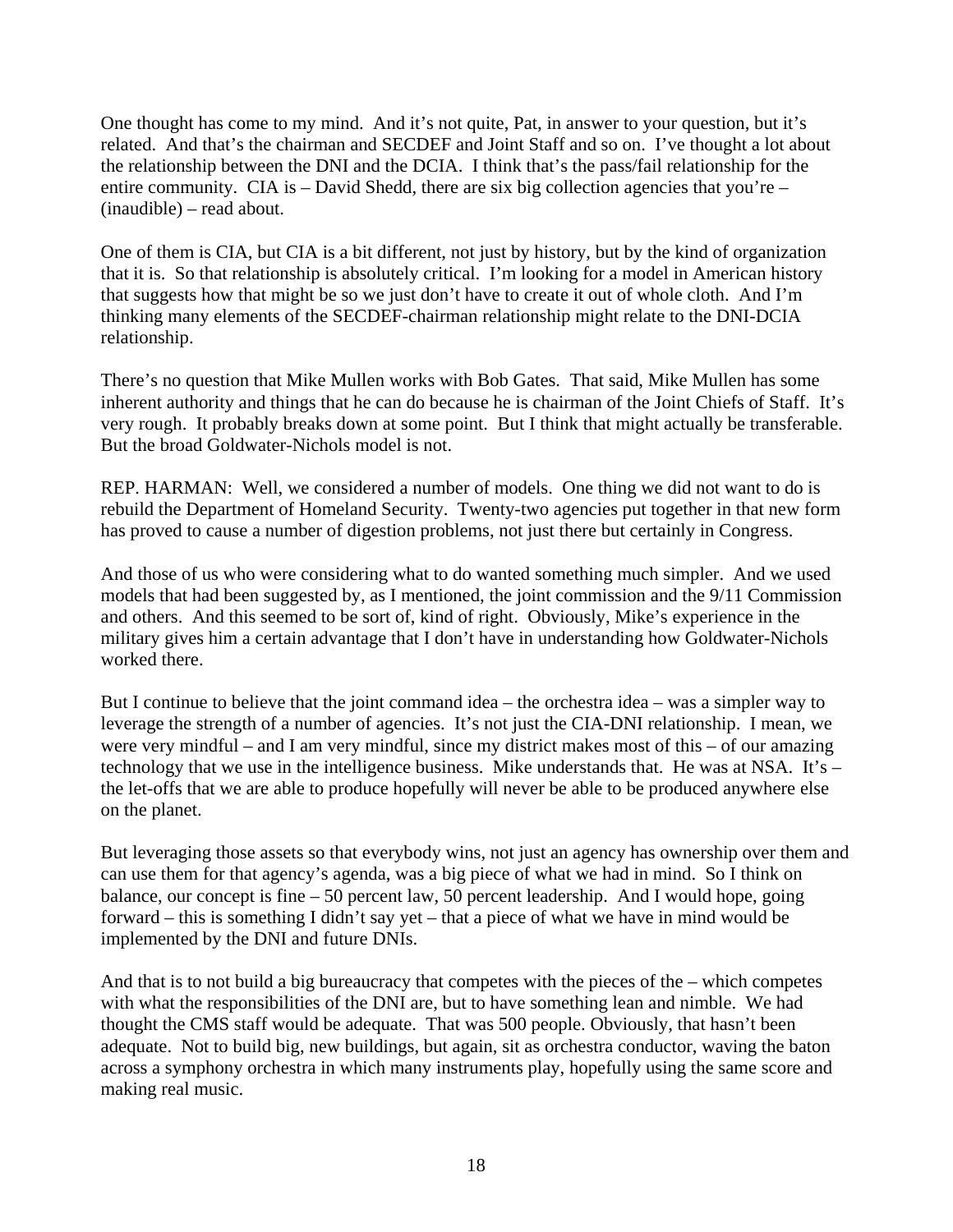One thought has come to my mind. And it's not quite, Pat, in answer to your question, but it's related. And that's the chairman and SECDEF and Joint Staff and so on. I've thought a lot about the relationship between the DNI and the DCIA. I think that's the pass/fail relationship for the entire community. CIA is – David Shedd, there are six big collection agencies that you're – (inaudible) – read about.

One of them is CIA, but CIA is a bit different, not just by history, but by the kind of organization that it is. So that relationship is absolutely critical. I'm looking for a model in American history that suggests how that might be so we just don't have to create it out of whole cloth. And I'm thinking many elements of the SECDEF-chairman relationship might relate to the DNI-DCIA relationship.

There's no question that Mike Mullen works with Bob Gates. That said, Mike Mullen has some inherent authority and things that he can do because he is chairman of the Joint Chiefs of Staff. It's very rough. It probably breaks down at some point. But I think that might actually be transferable. But the broad Goldwater-Nichols model is not.

REP. HARMAN: Well, we considered a number of models. One thing we did not want to do is rebuild the Department of Homeland Security. Twenty-two agencies put together in that new form has proved to cause a number of digestion problems, not just there but certainly in Congress.

And those of us who were considering what to do wanted something much simpler. And we used models that had been suggested by, as I mentioned, the joint commission and the 9/11 Commission and others. And this seemed to be sort of, kind of right. Obviously, Mike's experience in the military gives him a certain advantage that I don't have in understanding how Goldwater-Nichols worked there.

But I continue to believe that the joint command idea – the orchestra idea – was a simpler way to leverage the strength of a number of agencies. It's not just the CIA-DNI relationship. I mean, we were very mindful – and I am very mindful, since my district makes most of this – of our amazing technology that we use in the intelligence business. Mike understands that. He was at NSA. It's – the let-offs that we are able to produce hopefully will never be able to be produced anywhere else on the planet.

But leveraging those assets so that everybody wins, not just an agency has ownership over them and can use them for that agency's agenda, was a big piece of what we had in mind. So I think on balance, our concept is fine – 50 percent law, 50 percent leadership. And I would hope, going forward – this is something I didn't say yet – that a piece of what we have in mind would be implemented by the DNI and future DNIs.

And that is to not build a big bureaucracy that competes with the pieces of the – which competes with what the responsibilities of the DNI are, but to have something lean and nimble. We had thought the CMS staff would be adequate. That was 500 people. Obviously, that hasn't been adequate. Not to build big, new buildings, but again, sit as orchestra conductor, waving the baton across a symphony orchestra in which many instruments play, hopefully using the same score and making real music.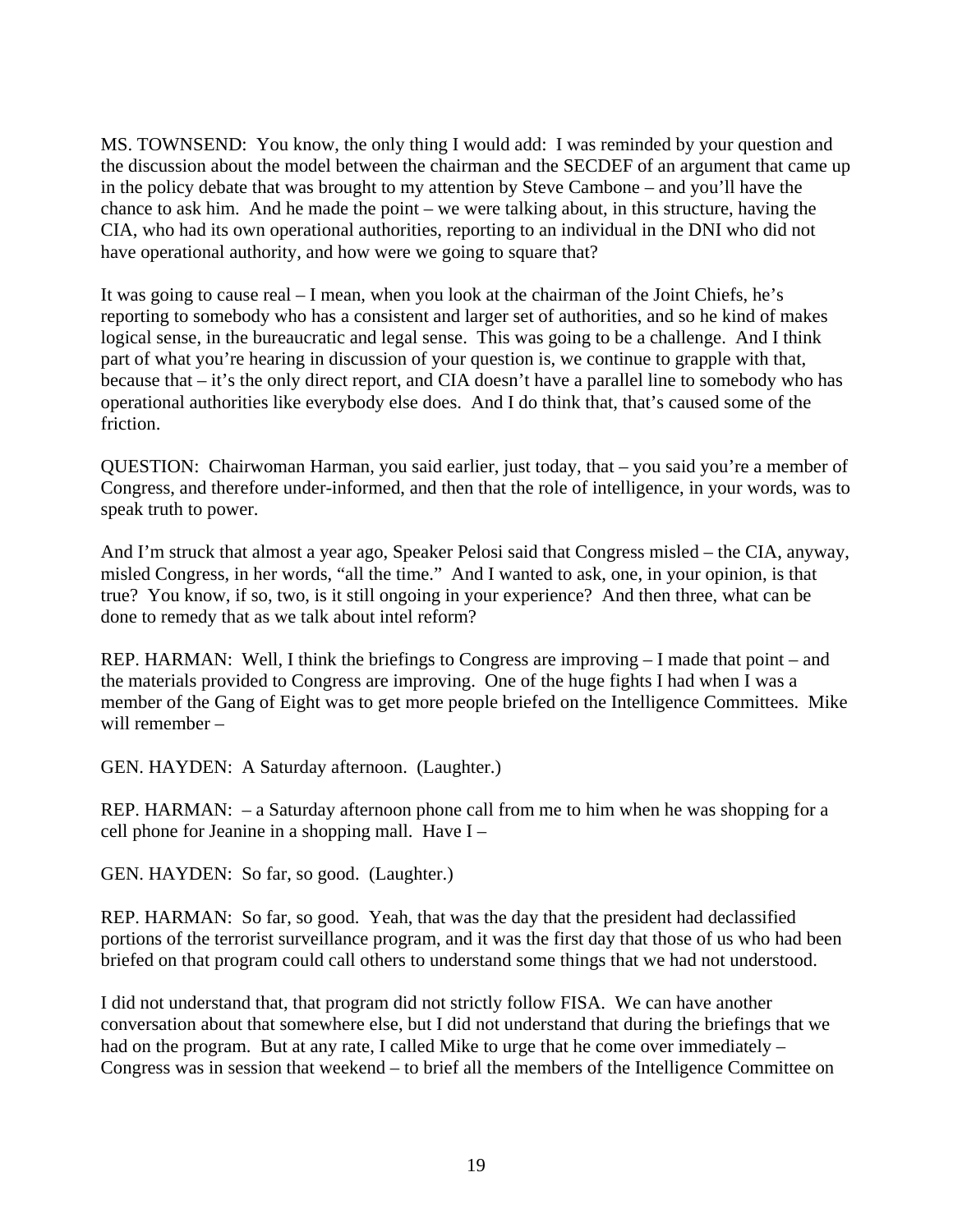MS. TOWNSEND: You know, the only thing I would add: I was reminded by your question and the discussion about the model between the chairman and the SECDEF of an argument that came up in the policy debate that was brought to my attention by Steve Cambone – and you'll have the chance to ask him. And he made the point – we were talking about, in this structure, having the CIA, who had its own operational authorities, reporting to an individual in the DNI who did not have operational authority, and how were we going to square that?

It was going to cause real – I mean, when you look at the chairman of the Joint Chiefs, he's reporting to somebody who has a consistent and larger set of authorities, and so he kind of makes logical sense, in the bureaucratic and legal sense. This was going to be a challenge. And I think part of what you're hearing in discussion of your question is, we continue to grapple with that, because that – it's the only direct report, and CIA doesn't have a parallel line to somebody who has operational authorities like everybody else does. And I do think that, that's caused some of the friction.

QUESTION: Chairwoman Harman, you said earlier, just today, that – you said you're a member of Congress, and therefore under-informed, and then that the role of intelligence, in your words, was to speak truth to power.

And I'm struck that almost a year ago, Speaker Pelosi said that Congress misled – the CIA, anyway, misled Congress, in her words, "all the time." And I wanted to ask, one, in your opinion, is that true? You know, if so, two, is it still ongoing in your experience? And then three, what can be done to remedy that as we talk about intel reform?

REP. HARMAN: Well, I think the briefings to Congress are improving – I made that point – and the materials provided to Congress are improving. One of the huge fights I had when I was a member of the Gang of Eight was to get more people briefed on the Intelligence Committees. Mike will remember –

GEN. HAYDEN: A Saturday afternoon. (Laughter.)

REP. HARMAN: – a Saturday afternoon phone call from me to him when he was shopping for a cell phone for Jeanine in a shopping mall. Have I –

GEN. HAYDEN: So far, so good. (Laughter.)

REP. HARMAN: So far, so good. Yeah, that was the day that the president had declassified portions of the terrorist surveillance program, and it was the first day that those of us who had been briefed on that program could call others to understand some things that we had not understood.

I did not understand that, that program did not strictly follow FISA. We can have another conversation about that somewhere else, but I did not understand that during the briefings that we had on the program. But at any rate, I called Mike to urge that he come over immediately – Congress was in session that weekend – to brief all the members of the Intelligence Committee on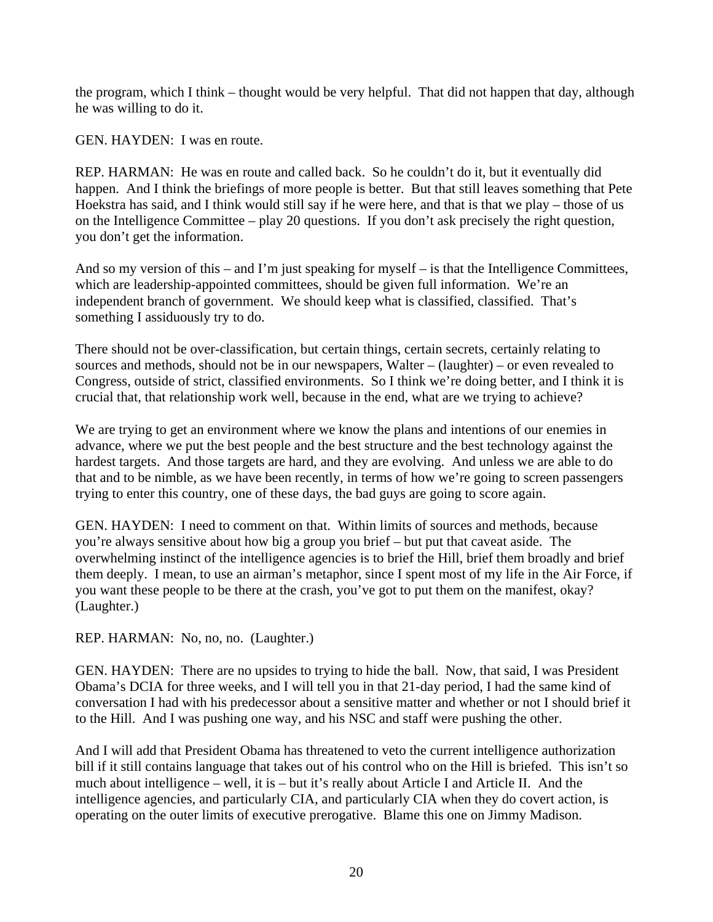the program, which I think – thought would be very helpful. That did not happen that day, although he was willing to do it.

GEN. HAYDEN: I was en route.

REP. HARMAN: He was en route and called back. So he couldn't do it, but it eventually did happen. And I think the briefings of more people is better. But that still leaves something that Pete Hoekstra has said, and I think would still say if he were here, and that is that we play – those of us on the Intelligence Committee – play 20 questions. If you don't ask precisely the right question, you don't get the information.

And so my version of this – and I'm just speaking for myself – is that the Intelligence Committees, which are leadership-appointed committees, should be given full information. We're an independent branch of government. We should keep what is classified, classified. That's something I assiduously try to do.

There should not be over-classification, but certain things, certain secrets, certainly relating to sources and methods, should not be in our newspapers, Walter – (laughter) – or even revealed to Congress, outside of strict, classified environments. So I think we're doing better, and I think it is crucial that, that relationship work well, because in the end, what are we trying to achieve?

We are trying to get an environment where we know the plans and intentions of our enemies in advance, where we put the best people and the best structure and the best technology against the hardest targets. And those targets are hard, and they are evolving. And unless we are able to do that and to be nimble, as we have been recently, in terms of how we're going to screen passengers trying to enter this country, one of these days, the bad guys are going to score again.

GEN. HAYDEN: I need to comment on that. Within limits of sources and methods, because you're always sensitive about how big a group you brief – but put that caveat aside. The overwhelming instinct of the intelligence agencies is to brief the Hill, brief them broadly and brief them deeply. I mean, to use an airman's metaphor, since I spent most of my life in the Air Force, if you want these people to be there at the crash, you've got to put them on the manifest, okay? (Laughter.)

REP. HARMAN: No, no, no. (Laughter.)

GEN. HAYDEN: There are no upsides to trying to hide the ball. Now, that said, I was President Obama's DCIA for three weeks, and I will tell you in that 21-day period, I had the same kind of conversation I had with his predecessor about a sensitive matter and whether or not I should brief it to the Hill. And I was pushing one way, and his NSC and staff were pushing the other.

And I will add that President Obama has threatened to veto the current intelligence authorization bill if it still contains language that takes out of his control who on the Hill is briefed. This isn't so much about intelligence – well, it is – but it's really about Article I and Article II. And the intelligence agencies, and particularly CIA, and particularly CIA when they do covert action, is operating on the outer limits of executive prerogative. Blame this one on Jimmy Madison.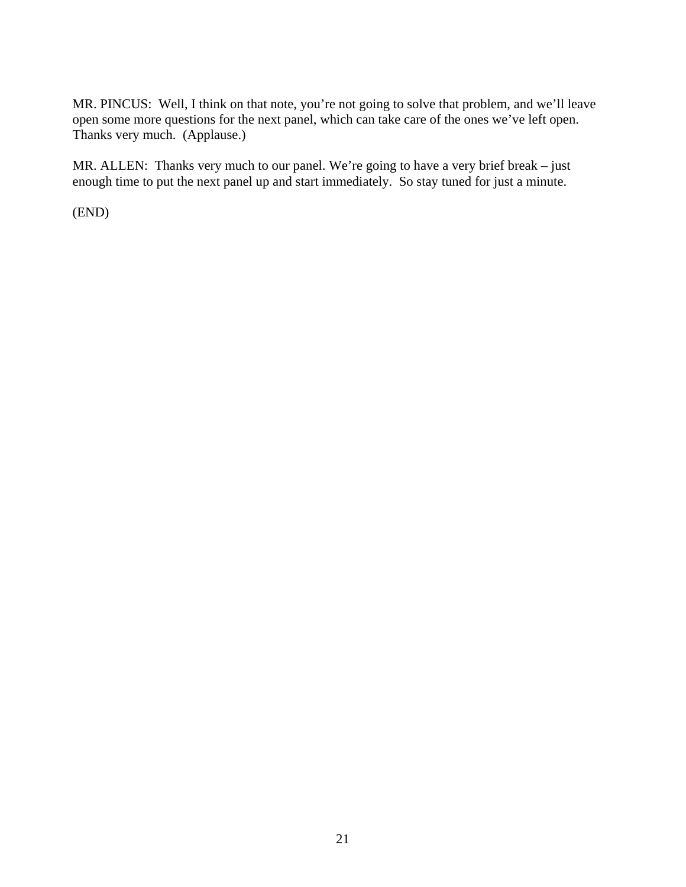MR. PINCUS: Well, I think on that note, you're not going to solve that problem, and we'll leave open some more questions for the next panel, which can take care of the ones we've left open. Thanks very much. (Applause.)

MR. ALLEN: Thanks very much to our panel. We're going to have a very brief break – just enough time to put the next panel up and start immediately. So stay tuned for just a minute.

(END)